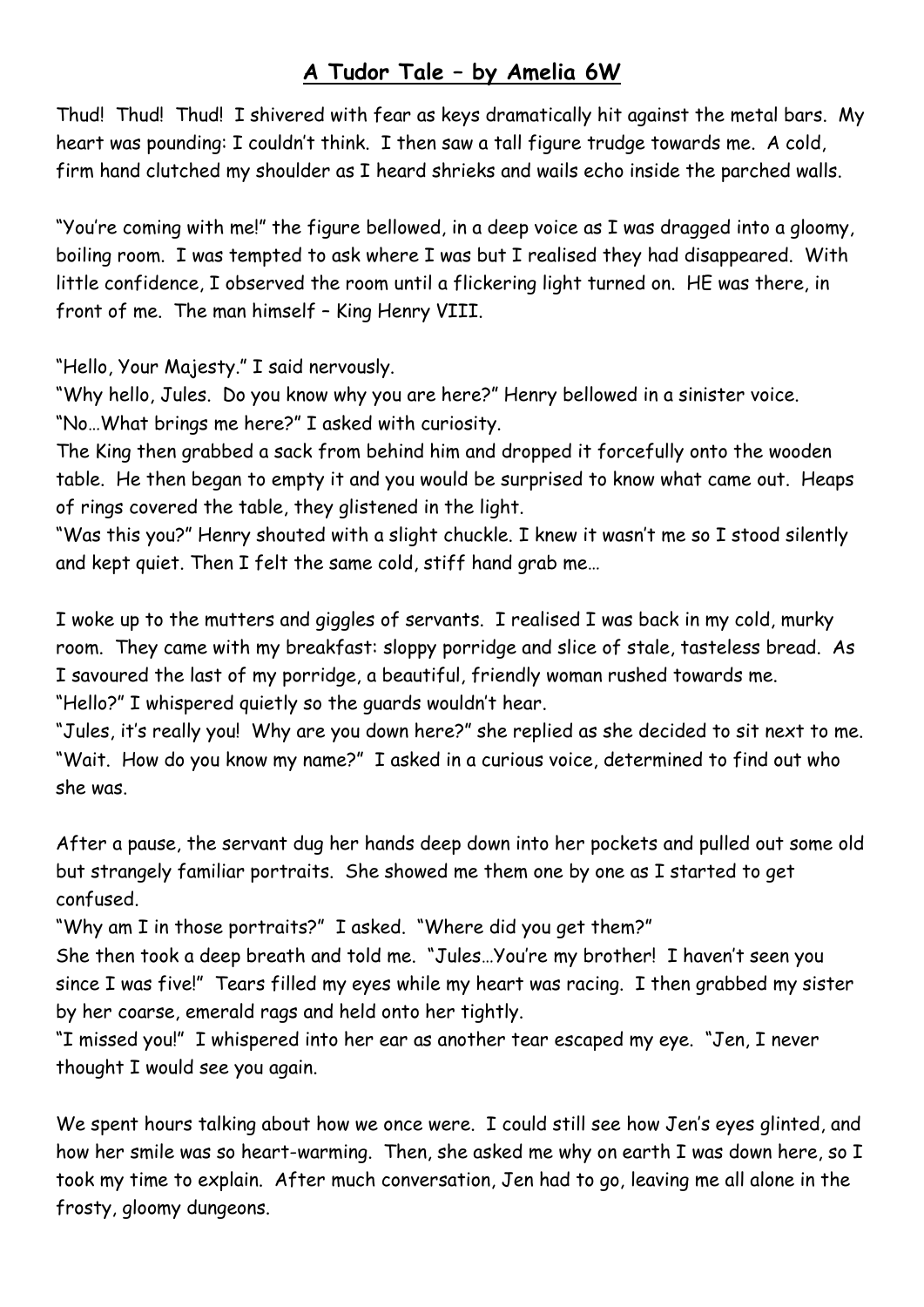## **A Tudor Tale – by Amelia 6W**

Thud! Thud! Thud! I shivered with fear as keys dramatically hit against the metal bars. My heart was pounding: I couldn't think. I then saw a tall figure trudge towards me. A cold, firm hand clutched my shoulder as I heard shrieks and wails echo inside the parched walls.

"You're coming with me!" the figure bellowed, in a deep voice as I was dragged into a gloomy, boiling room. I was tempted to ask where I was but I realised they had disappeared. With little confidence, I observed the room until a flickering light turned on. HE was there, in front of me. The man himself – King Henry VIII.

"Hello, Your Majesty." I said nervously.
"Why hello, Jules. Do you know why you are here?" Henry bellowed in a sinister voice.
"No…What brings me here?" I asked with curiosity.
The King then grabbed a sack from behind him and dropped it forcefully onto the wooden table. He then began to empty it and you would be surprised to know what came out. Heaps of rings covered the table, they glistened in the light.
"Was this you?" Henry shouted with a slight chuckle. I knew it wasn't me so I stood silently and kept quiet. Then I felt the same cold, stiff hand grab me…

I woke up to the mutters and giggles of servants. I realised I was back in my cold, murky room. They came with my breakfast: sloppy porridge and slice of stale, tasteless bread. As I savoured the last of my porridge, a beautiful, friendly woman rushed towards me.
"Hello?" I whispered quietly so the guards wouldn't hear.
"Jules, it's really you! Why are you down here?" she replied as she decided to sit next to me.
"Wait. How do you know my name?" I asked in a curious voice, determined to find out who she was.

After a pause, the servant dug her hands deep down into her pockets and pulled out some old but strangely familiar portraits. She showed me them one by one as I started to get confused.
"Why am I in those portraits?" I asked. "Where did you get them?"
She then took a deep breath and told me. "Jules…You're my brother! I haven't seen you since I was five!" Tears filled my eyes while my heart was racing. I then grabbed my sister by her coarse, emerald rags and held onto her tightly.
"I missed you!" I whispered into her ear as another tear escaped my eye. "Jen, I never thought I would see you again.

We spent hours talking about how we once were. I could still see how Jen's eyes glinted, and how her smile was so heart-warming. Then, she asked me why on earth I was down here, so I took my time to explain. After much conversation, Jen had to go, leaving me all alone in the frosty, gloomy dungeons.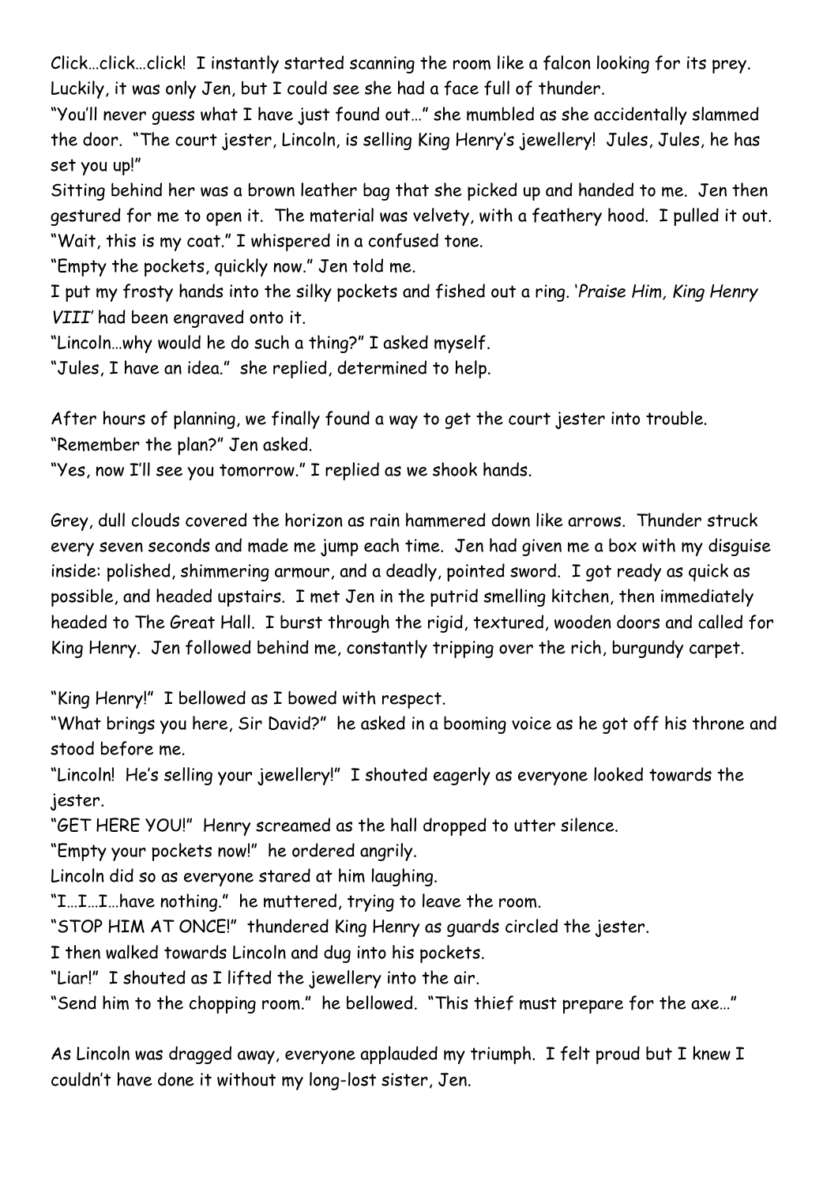Click…click…click! I instantly started scanning the room like a falcon looking for its prey. Luckily, it was only Jen, but I could see she had a face full of thunder.
"You'll never guess what I have just found out…" she mumbled as she accidentally slammed the door. "The court jester, Lincoln, is selling King Henry's jewellery! Jules, Jules, he has set you up!"
Sitting behind her was a brown leather bag that she picked up and handed to me. Jen then gestured for me to open it. The material was velvety, with a feathery hood. I pulled it out.
"Wait, this is my coat." I whispered in a confused tone.
"Empty the pockets, quickly now." Jen told me.
I put my frosty hands into the silky pockets and fished out a ring. '*Praise Him, King Henry VIII*' had been engraved onto it.
"Lincoln…why would he do such a thing?" I asked myself.
"Jules, I have an idea." she replied, determined to help.

After hours of planning, we finally found a way to get the court jester into trouble.
"Remember the plan?" Jen asked.
"Yes, now I'll see you tomorrow." I replied as we shook hands.

Grey, dull clouds covered the horizon as rain hammered down like arrows. Thunder struck every seven seconds and made me jump each time. Jen had given me a box with my disguise inside: polished, shimmering armour, and a deadly, pointed sword. I got ready as quick as possible, and headed upstairs. I met Jen in the putrid smelling kitchen, then immediately headed to The Great Hall. I burst through the rigid, textured, wooden doors and called for King Henry. Jen followed behind me, constantly tripping over the rich, burgundy carpet.

"King Henry!" I bellowed as I bowed with respect.
"What brings you here, Sir David?" he asked in a booming voice as he got off his throne and stood before me.
"Lincoln! He's selling your jewellery!" I shouted eagerly as everyone looked towards the jester.
"GET HERE YOU!" Henry screamed as the hall dropped to utter silence.
"Empty your pockets now!" he ordered angrily.
Lincoln did so as everyone stared at him laughing.
"I…I…I…have nothing." he muttered, trying to leave the room.
"STOP HIM AT ONCE!" thundered King Henry as guards circled the jester.
I then walked towards Lincoln and dug into his pockets.
"Liar!" I shouted as I lifted the jewellery into the air.
"Send him to the chopping room." he bellowed. "This thief must prepare for the axe…"

As Lincoln was dragged away, everyone applauded my triumph. I felt proud but I knew I couldn't have done it without my long-lost sister, Jen.